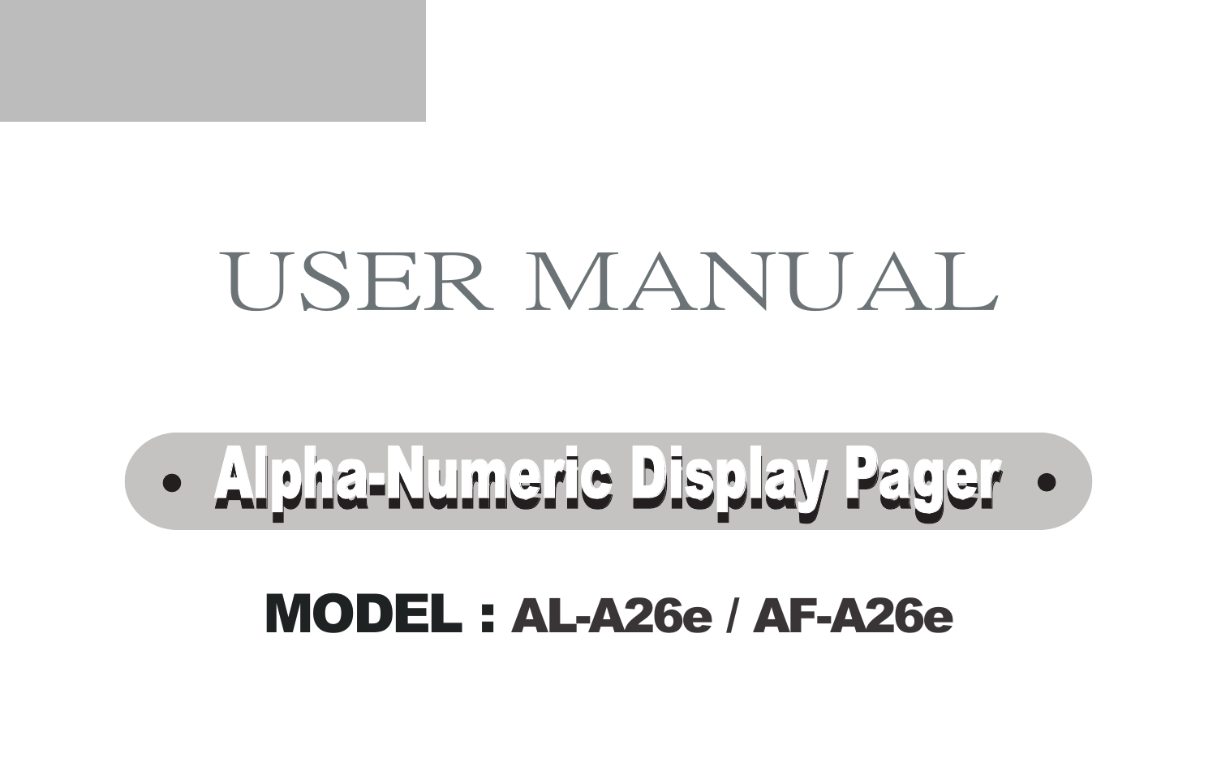# USER MANUAL

## • Alpha-Numeric Display Pager •

**MODEL : AL-A26e / AF-A26e**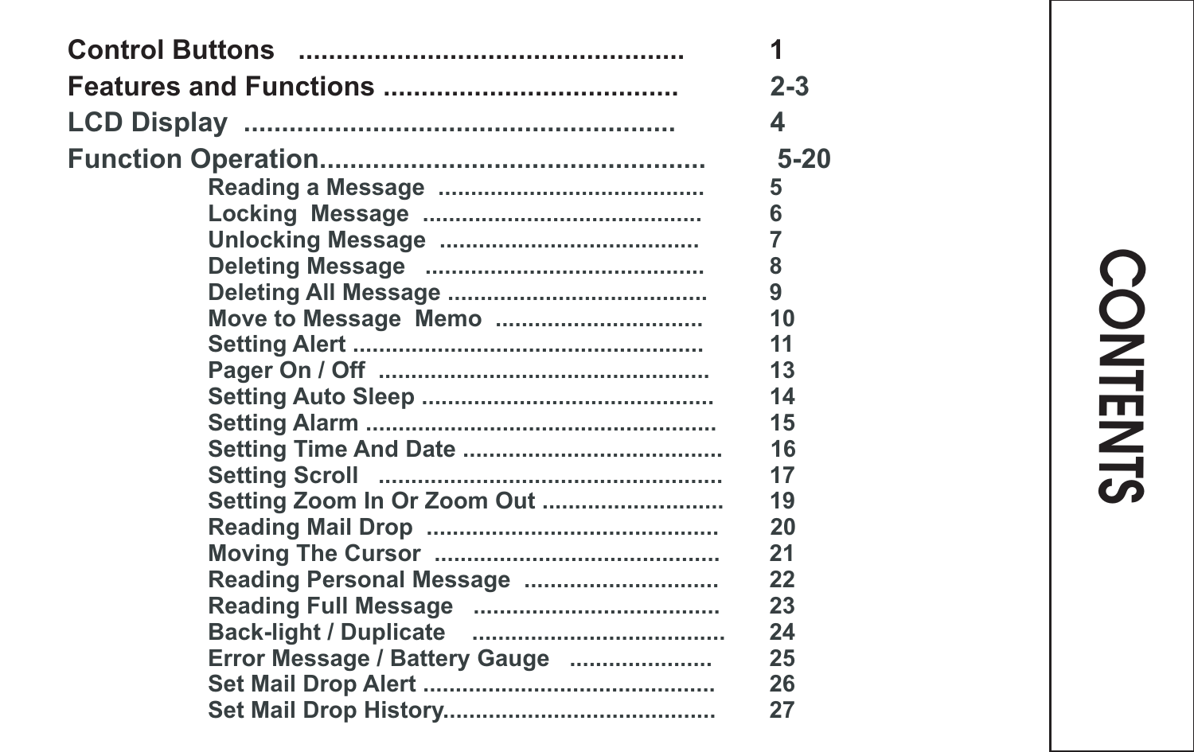# CONTENTS

| | |
|---|---|
| **Control Buttons** | **1** |
| **Features and Functions** | **2-3** |
| **LCD Display** | **4** |
| **Function Operation** | **5-20** |
| Reading a Message | 5 |
| Locking Message | 6 |
| Unlocking Message | 7 |
| Deleting Message | 8 |
| Deleting All Message | 9 |
| Move to Message Memo | 10 |
| Setting Alert | 11 |
| Pager On / Off | 13 |
| Setting Auto Sleep | 14 |
| Setting Alarm | 15 |
| Setting Time And Date | 16 |
| Setting Scroll | 17 |
| Setting Zoom In Or Zoom Out | 19 |
| Reading Mail Drop | 20 |
| Moving The Cursor | 21 |
| Reading Personal Message | 22 |
| Reading Full Message | 23 |
| Back-light / Duplicate | 24 |
| Error Message / Battery Gauge | 25 |
| Set Mail Drop Alert | 26 |
| Set Mail Drop History | 27 |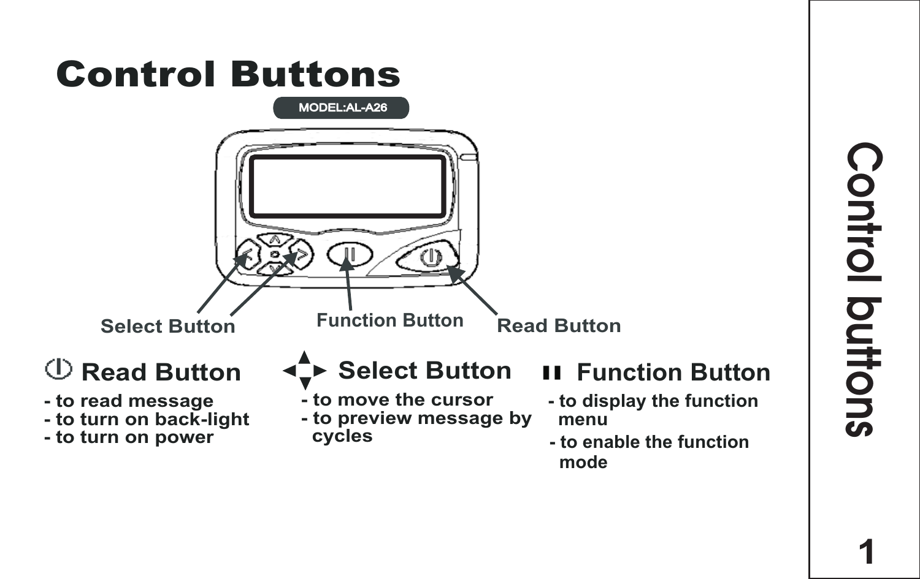# Control Buttons

MODEL:AL-A26

Select Button    Function Button    Read Button

## Read Button

- to read message
- to turn on back-light
- to turn on power

## Select Button

- to move the cursor
- to preview message by cycles

## Function Button

- to display the function menu
- to enable the function mode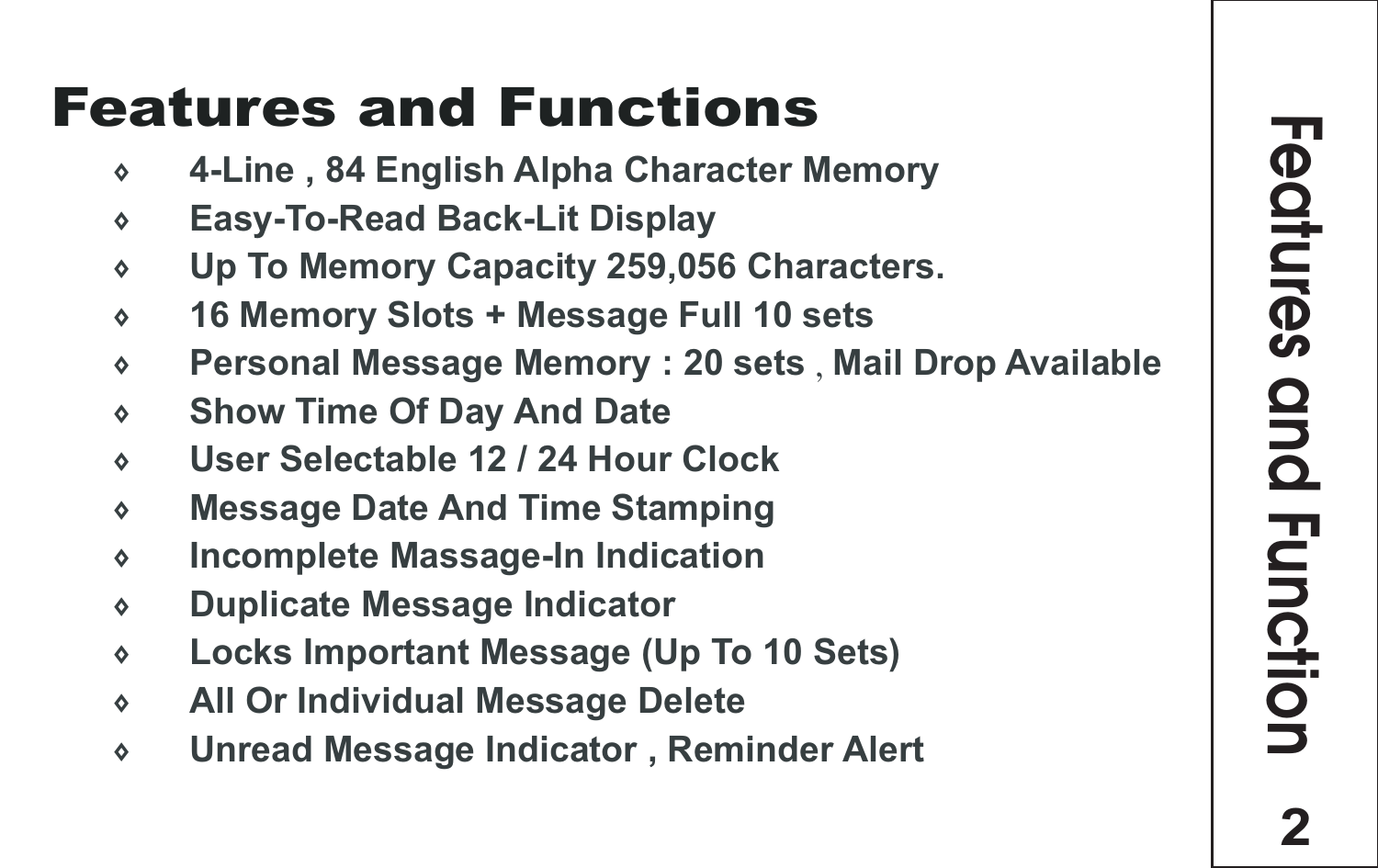# Features and Functions

- 4-Line , 84 English Alpha Character Memory
- Easy-To-Read Back-Lit Display
- Up To Memory Capacity 259,056 Characters.
- 16 Memory Slots + Message Full 10 sets
- Personal Message Memory : 20 sets , Mail Drop Available
- Show Time Of Day And Date
- User Selectable 12 / 24 Hour Clock
- Message Date And Time Stamping
- Incomplete Massage-In Indication
- Duplicate Message Indicator
- Locks Important Message (Up To 10 Sets)
- All Or Individual Message Delete
- Unread Message Indicator , Reminder Alert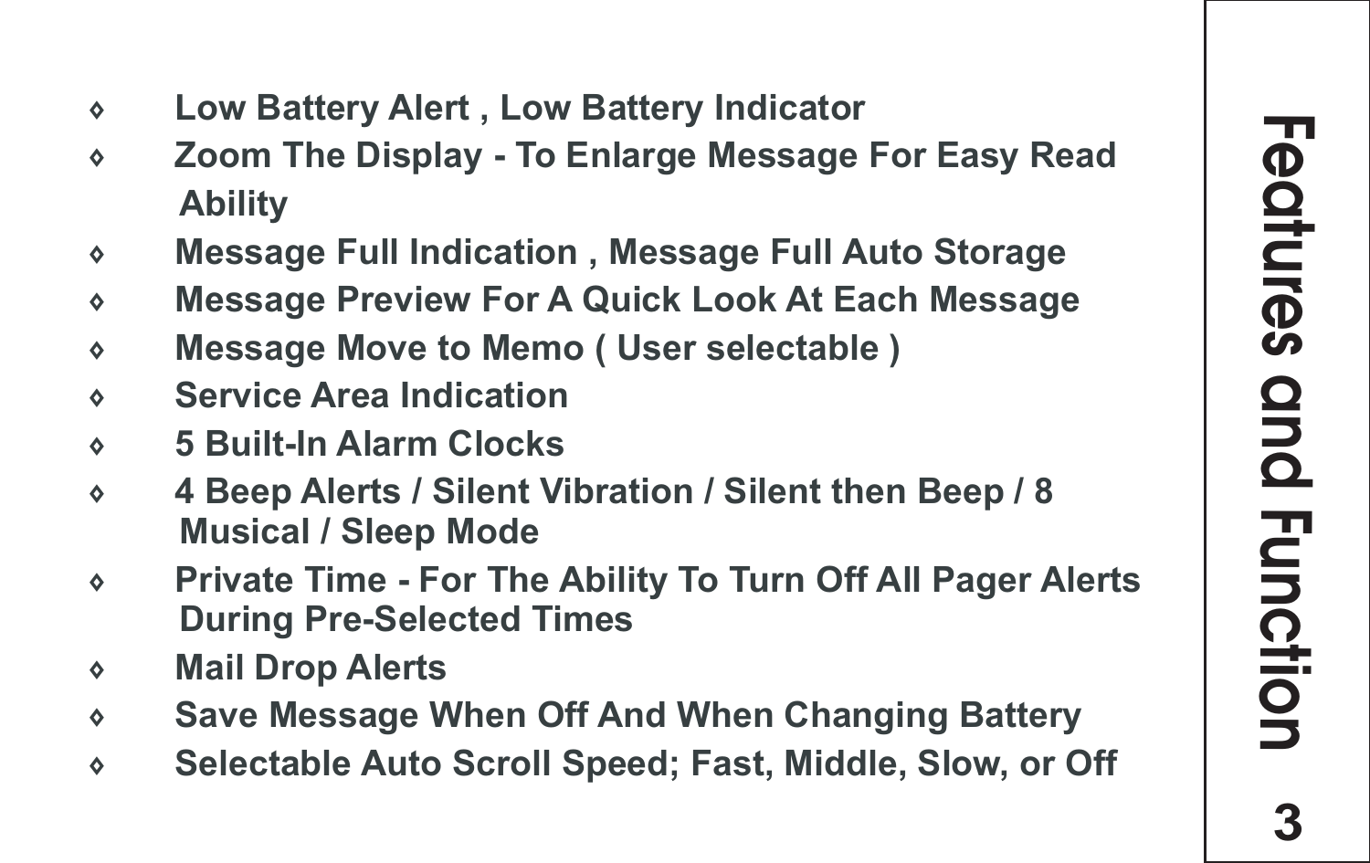- **Low Battery Alert , Low Battery Indicator**
- **Zoom The Display - To Enlarge Message For Easy Read Ability**
- **Message Full Indication , Message Full Auto Storage**
- **Message Preview For A Quick Look At Each Message**
- **Message Move to Memo ( User selectable )**
- **Service Area Indication**
- **5 Built-In Alarm Clocks**
- **4 Beep Alerts / Silent Vibration / Silent then Beep / 8 Musical / Sleep Mode**
- **Private Time - For The Ability To Turn Off All Pager Alerts During Pre-Selected Times**
- **Mail Drop Alerts**
- **Save Message When Off And When Changing Battery**
- **Selectable Auto Scroll Speed; Fast, Middle, Slow, or Off**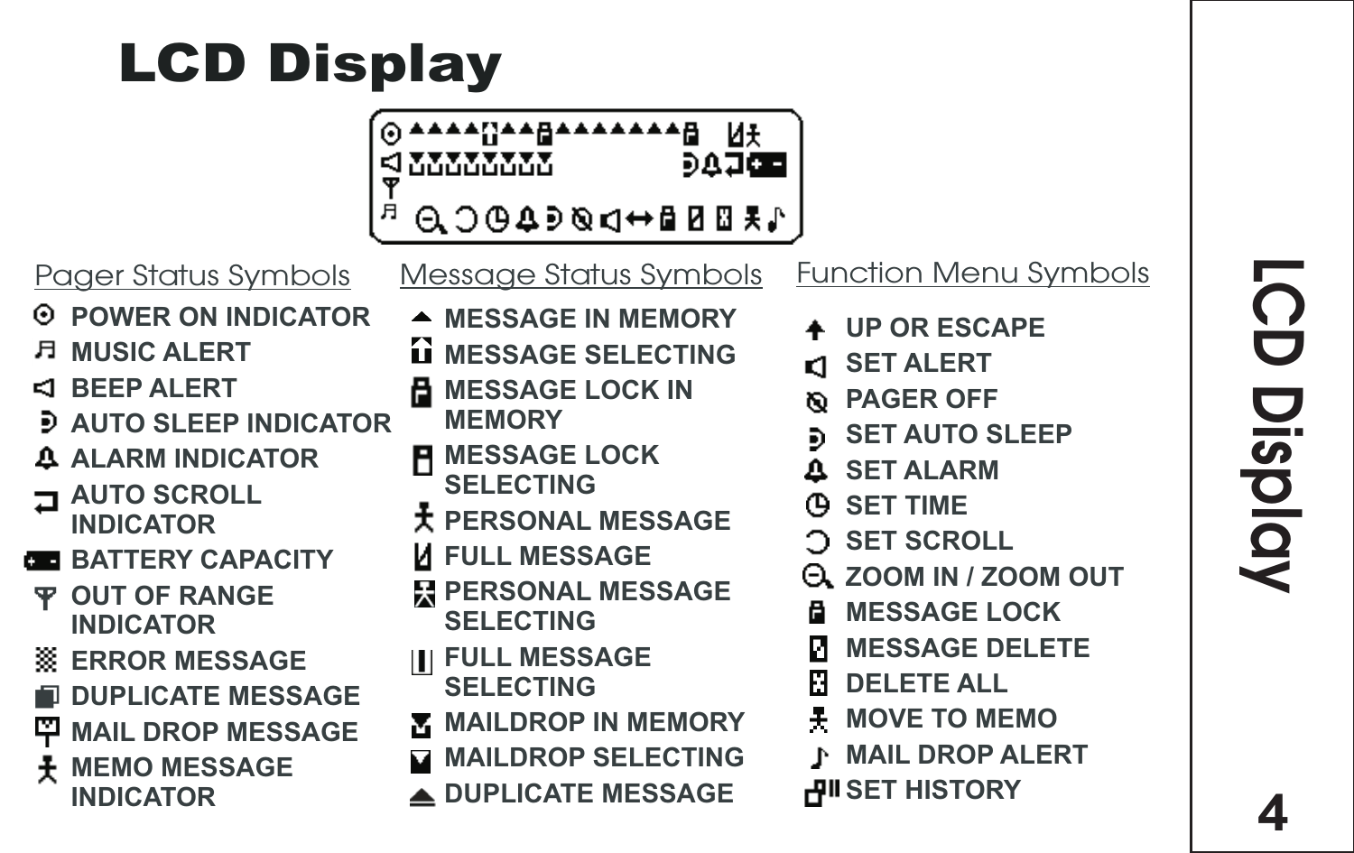# LCD Display

## Pager Status Symbols

- POWER ON INDICATOR
- MUSIC ALERT
- BEEP ALERT
- AUTO SLEEP INDICATOR
- ALARM INDICATOR
- AUTO SCROLL INDICATOR
- BATTERY CAPACITY
- OUT OF RANGE INDICATOR
- ERROR MESSAGE
- DUPLICATE MESSAGE
- MAIL DROP MESSAGE
- MEMO MESSAGE INDICATOR

## Message Status Symbols

- MESSAGE IN MEMORY
- MESSAGE SELECTING
- MESSAGE LOCK IN MEMORY
- MESSAGE LOCK SELECTING
- PERSONAL MESSAGE
- FULL MESSAGE
- PERSONAL MESSAGE SELECTING
- FULL MESSAGE SELECTING
- MAILDROP IN MEMORY
- MAILDROP SELECTING
- DUPLICATE MESSAGE

## Function Menu Symbols

- UP OR ESCAPE
- SET ALERT
- PAGER OFF
- SET AUTO SLEEP
- SET ALARM
- SET TIME
- SET SCROLL
- ZOOM IN / ZOOM OUT
- MESSAGE LOCK
- MESSAGE DELETE
- DELETE ALL
- MOVE TO MEMO
- MAIL DROP ALERT
- SET HISTORY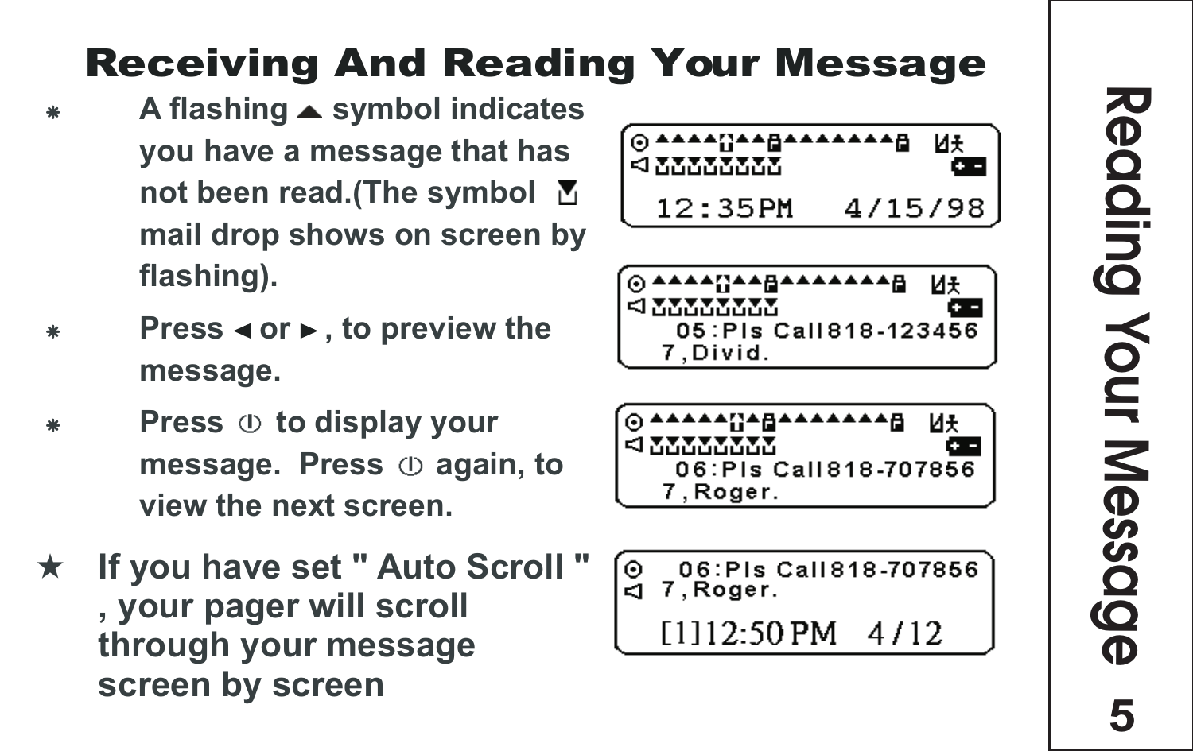# Receiving And Reading Your Message

- A flashing ▲ symbol indicates you have a message that has not been read.(The symbol mail drop shows on screen by flashing).
- Press ◄ or ►, to preview the message.
- Press ⏀ to display your message. Press ⏀ again, to view the next screen.

★ If you have set " Auto Scroll " , your pager will scroll through your message screen by screen

```
12:35PM   4/15/98
```

```
05:Pls Call818-123456
7,Divid.
```

```
06:Pls Call818-707856
7,Roger.
```

```
06:Pls Call818-707856
7,Roger.
[1]12:50 PM   4/12
```

Reading Your Message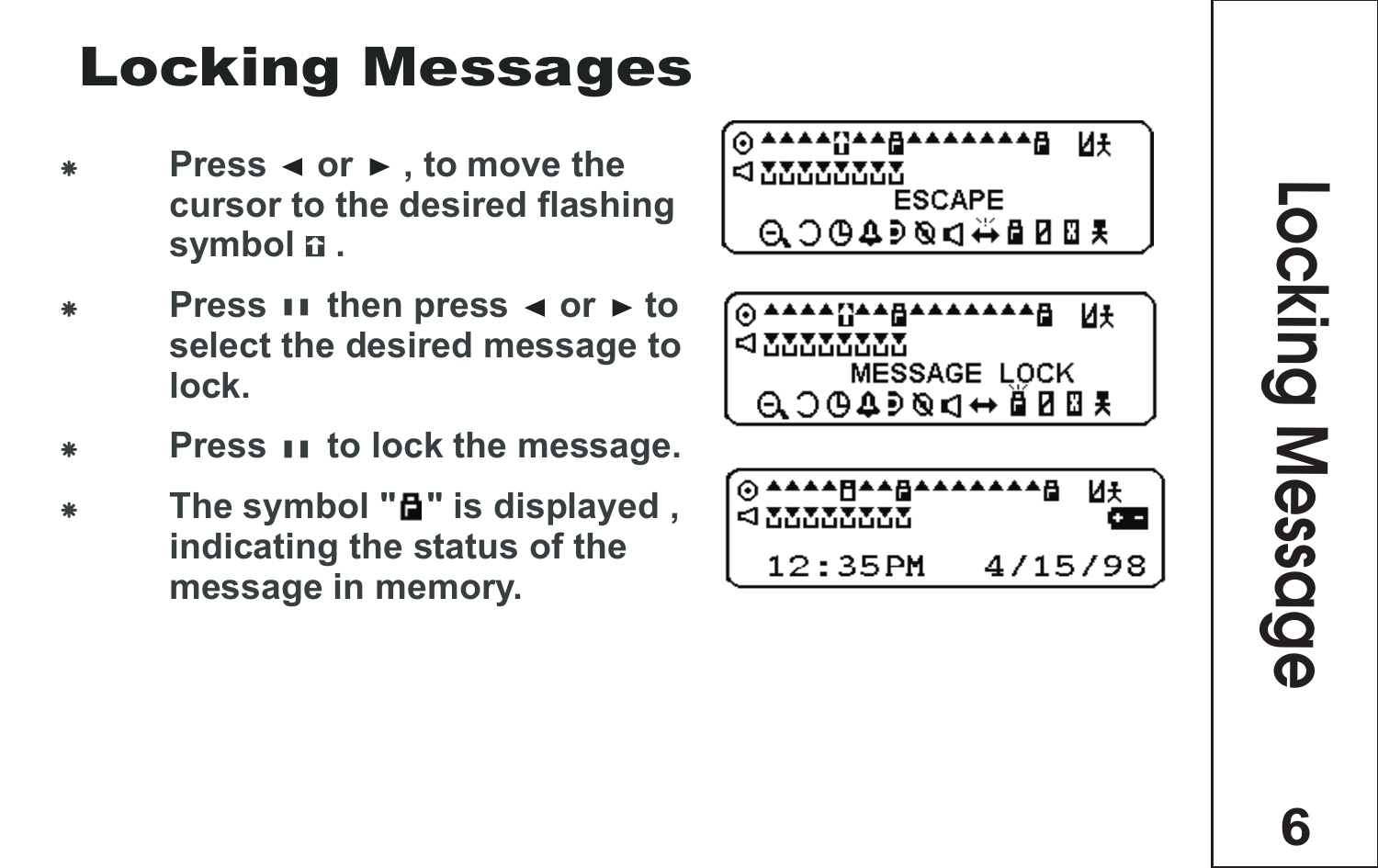# Locking Messages

- Press ◄ or ► , to move the cursor to the desired flashing symbol .
- Press ❚❚ then press ◄ or ► to select the desired message to lock.
- Press ❚❚ to lock the message.
- The symbol "" is displayed , indicating the status of the message in memory.

ESCAPE

MESSAGE LOCK

12:35PM 4/15/98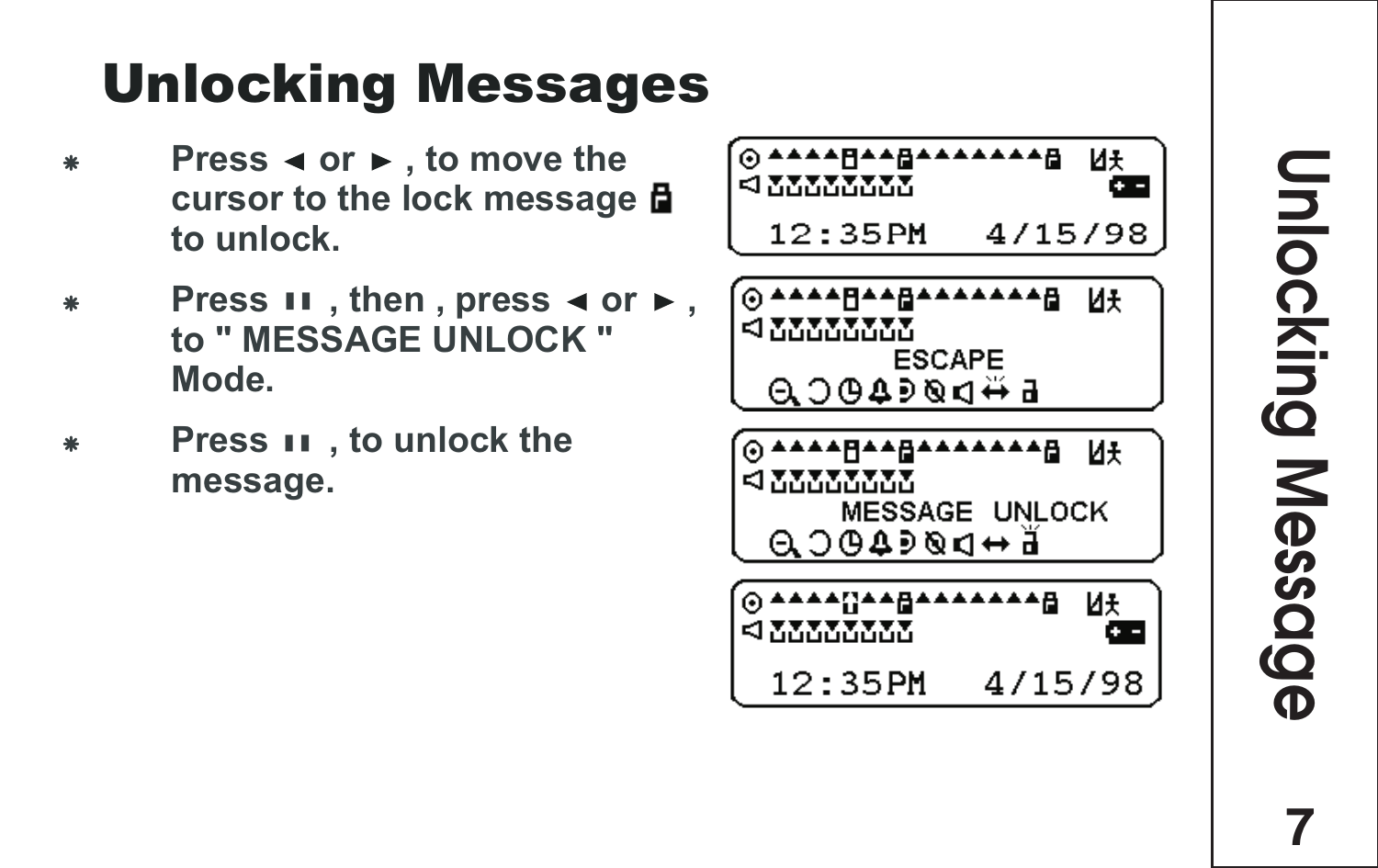# Unlocking Messages

- Press ◄ or ► , to move the cursor to the lock message to unlock.
- Press ▮▮ , then , press ◄ or ► , to " MESSAGE UNLOCK " Mode.
- Press ▮▮ , to unlock the message.

12:35PM 4/15/98

ESCAPE

MESSAGE UNLOCK

12:35PM 4/15/98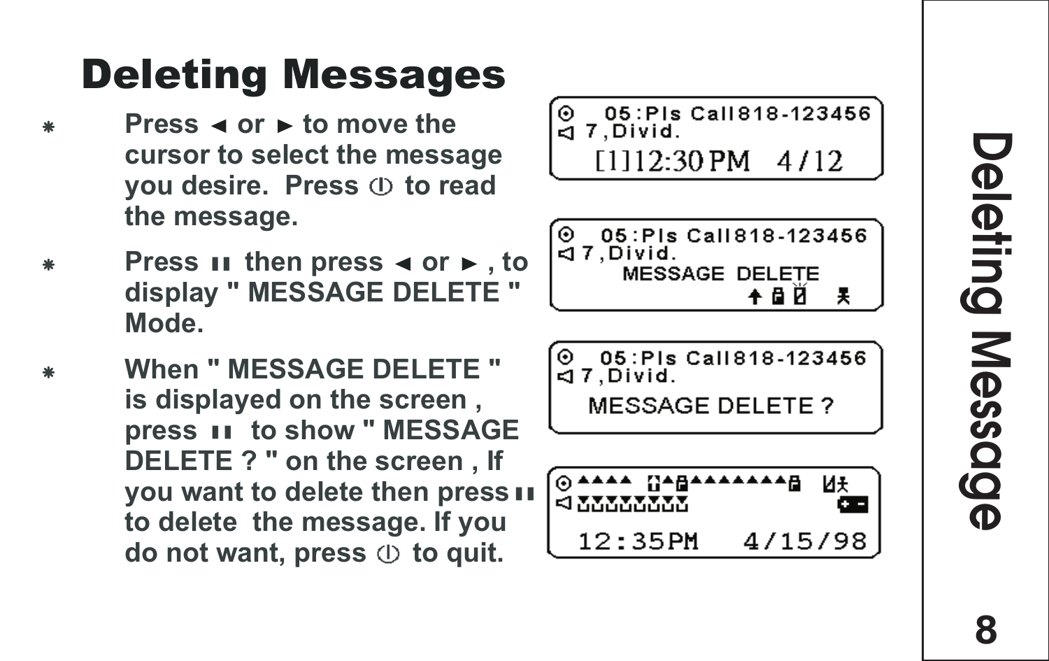# Deleting Messages

- Press ◄ or ► to move the cursor to select the message you desire. Press ⏀ to read the message.
- Press ▮▮ then press ◄ or ►, to display " MESSAGE DELETE " Mode.
- When " MESSAGE DELETE " is displayed on the screen, press ▮▮ to show " MESSAGE DELETE ? " on the screen, If you want to delete then press ▮▮ to delete the message. If you do not want, press ⏀ to quit.

```
⊙ 05:Pls Call818-123456
◁ 7,Divid.
  [1]12:30 PM   4/12
```

```
⊙ 05:Pls Call818-123456
◁ 7,Divid.
   MESSAGE DELETE
```

```
⊙ 05:Pls Call818-123456
◁ 7,Divid.
  MESSAGE DELETE ?
```

```
  12:35PM    4/15/98
```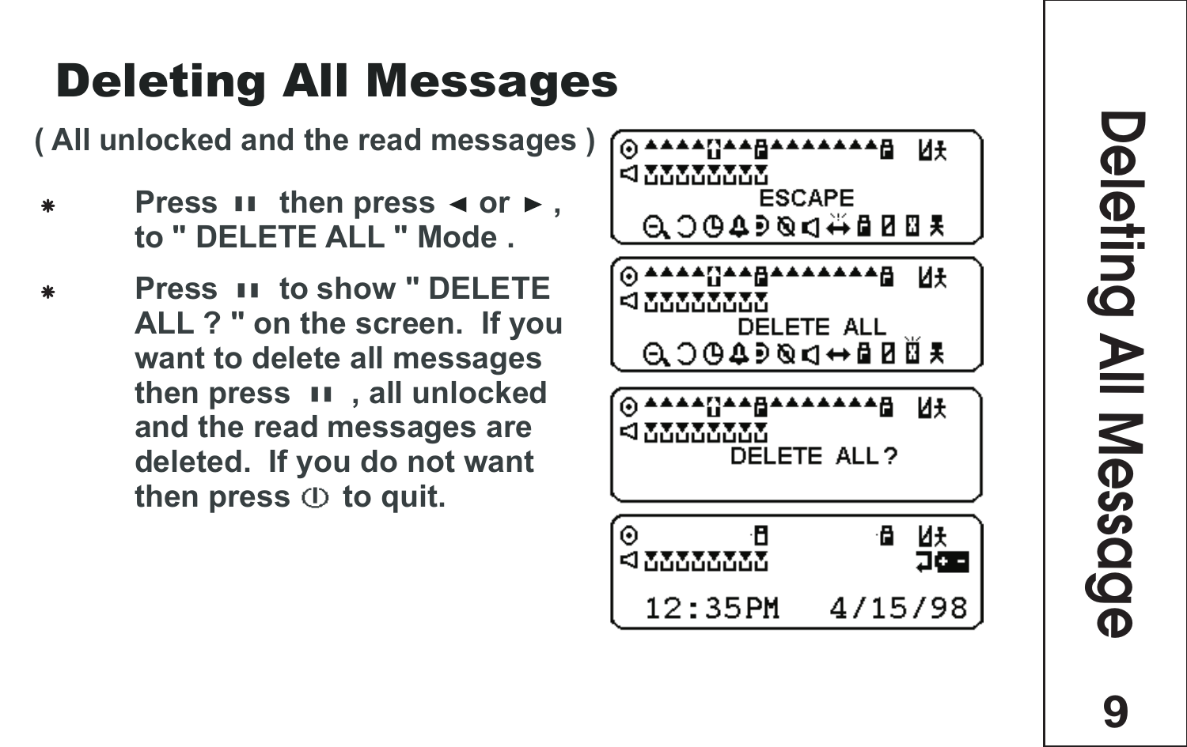# Deleting All Messages

( All unlocked and the read messages )

- Press ▮▮ then press ◄ or ► , to " DELETE ALL " Mode .
- Press ▮▮ to show " DELETE ALL ? " on the screen. If you want to delete all messages then press ▮▮ , all unlocked and the read messages are deleted. If you do not want then press ⏀ to quit.

ESCAPE

DELETE ALL

DELETE ALL ?

12:35PM 4/15/98

Deleting All Message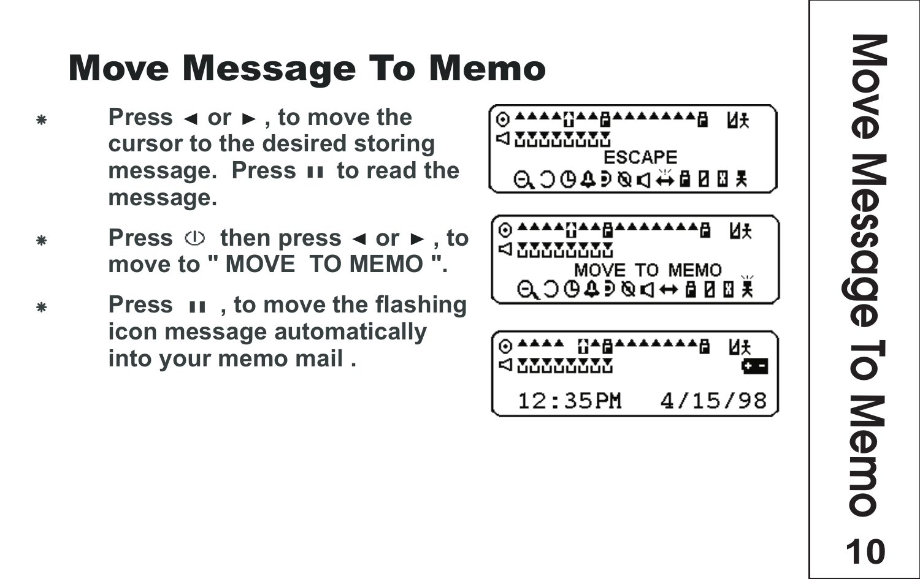# Move Message To Memo

- Press ◄ or ► , to move the cursor to the desired storing message. Press ▮▮ to read the message.
- Press ⏀ then press ◄ or ► , to move to " MOVE TO MEMO ".
- Press ▮▮ , to move the flashing icon message automatically into your memo mail .

ESCAPE

MOVE TO MEMO

12:35PM 4/15/98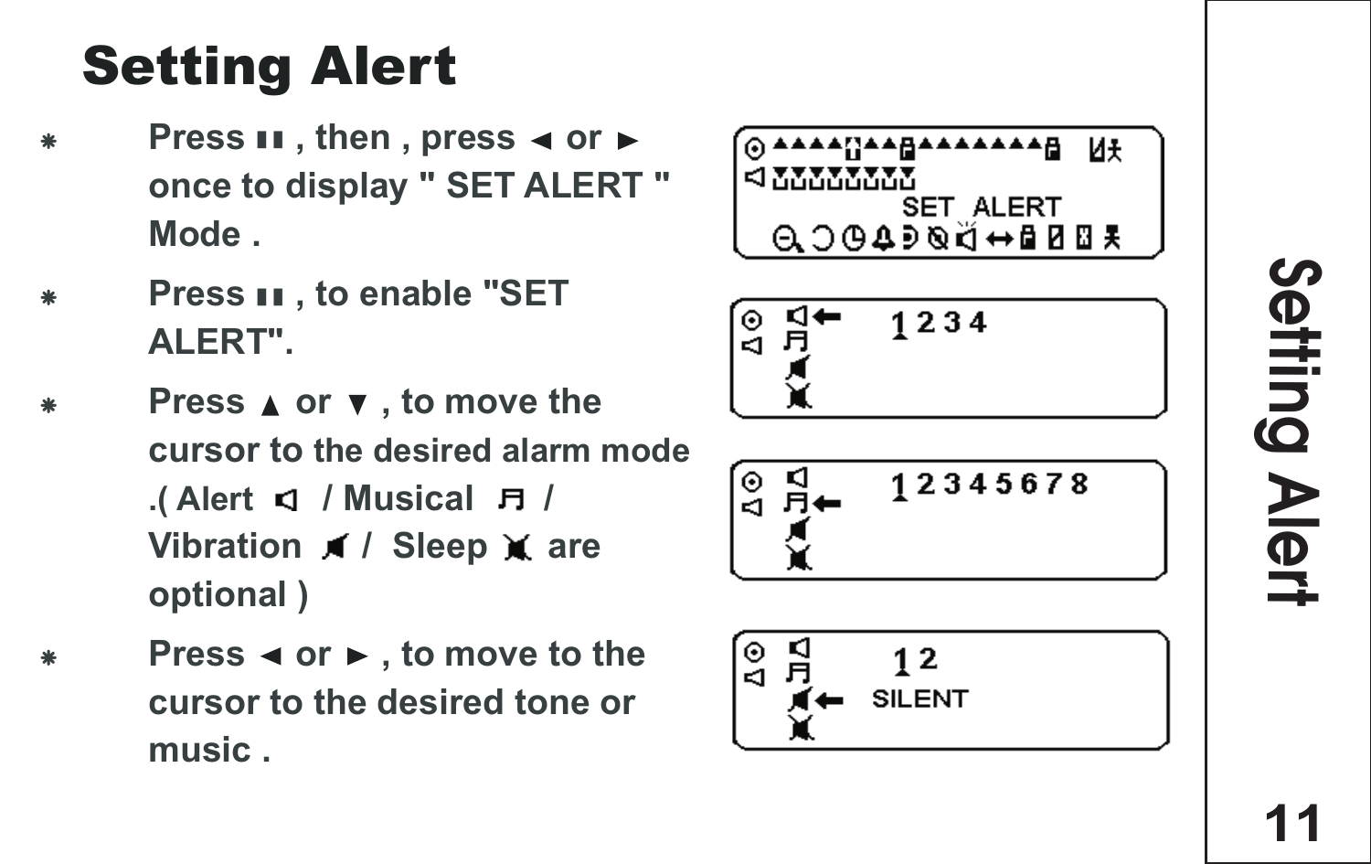# Setting Alert

- Press ▮▮ , then , press ◄ or ► once to display " SET ALERT " Mode .
- Press ▮▮ , to enable "SET ALERT".
- Press ▲ or ▼ , to move the cursor to the desired alarm mode .( Alert / Musical / Vibration / Sleep are optional )
- Press ◄ or ► , to move to the cursor to the desired tone or music .

SET ALERT

1 2 3 4

1 2 3 4 5 6 7 8

1 2
SILENT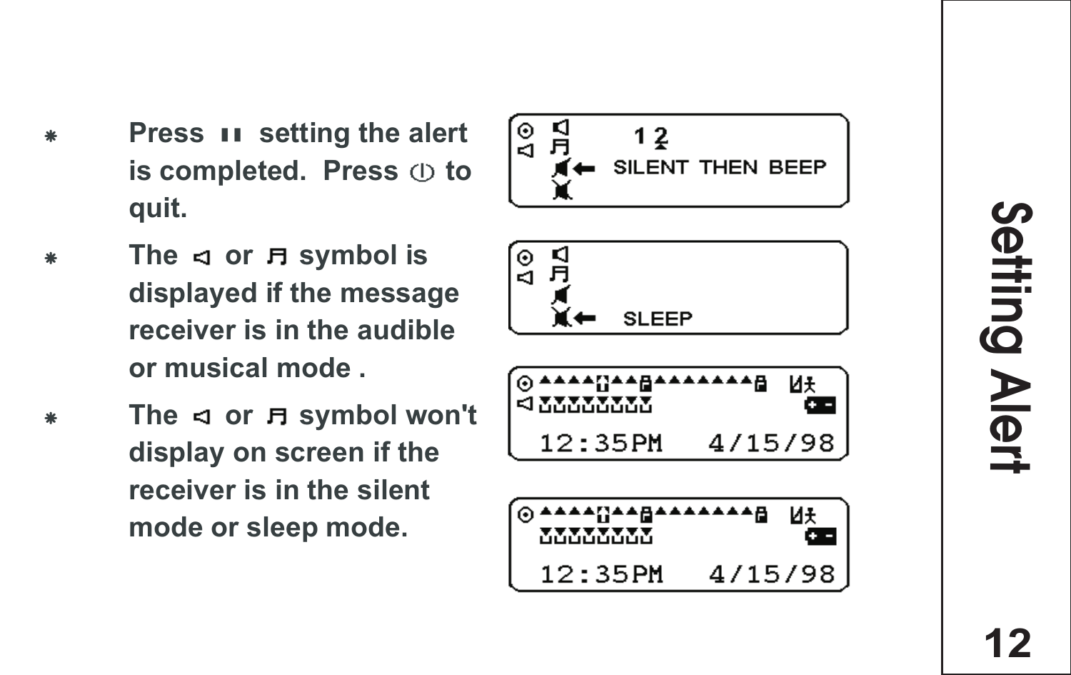## Setting Alert

- Press ▮▮ setting the alert is completed. Press ⏀ to quit.
- The ◁ or ♫ symbol is displayed if the message receiver is in the audible or musical mode .
- The ◁ or ♫ symbol won't display on screen if the receiver is in the silent mode or sleep mode.

```
⊙ ◁        1 2
◁ ♫
  ◀←  SILENT THEN BEEP
  ✕
```

```
⊙ ◁
◁ ♫
  ◀
  ✕←   SLEEP
```

```
⊙ ▲▲▲▲▲▲▲▲▲▲▲▲▲▲▲
◁ ▼▼▼▼▼▼▼▼
  12:35PM   4/15/98
```

```
⊙ ▲▲▲▲▲▲▲▲▲▲▲▲▲▲▲
  ▼▼▼▼▼▼▼▼
  12:35PM   4/15/98
```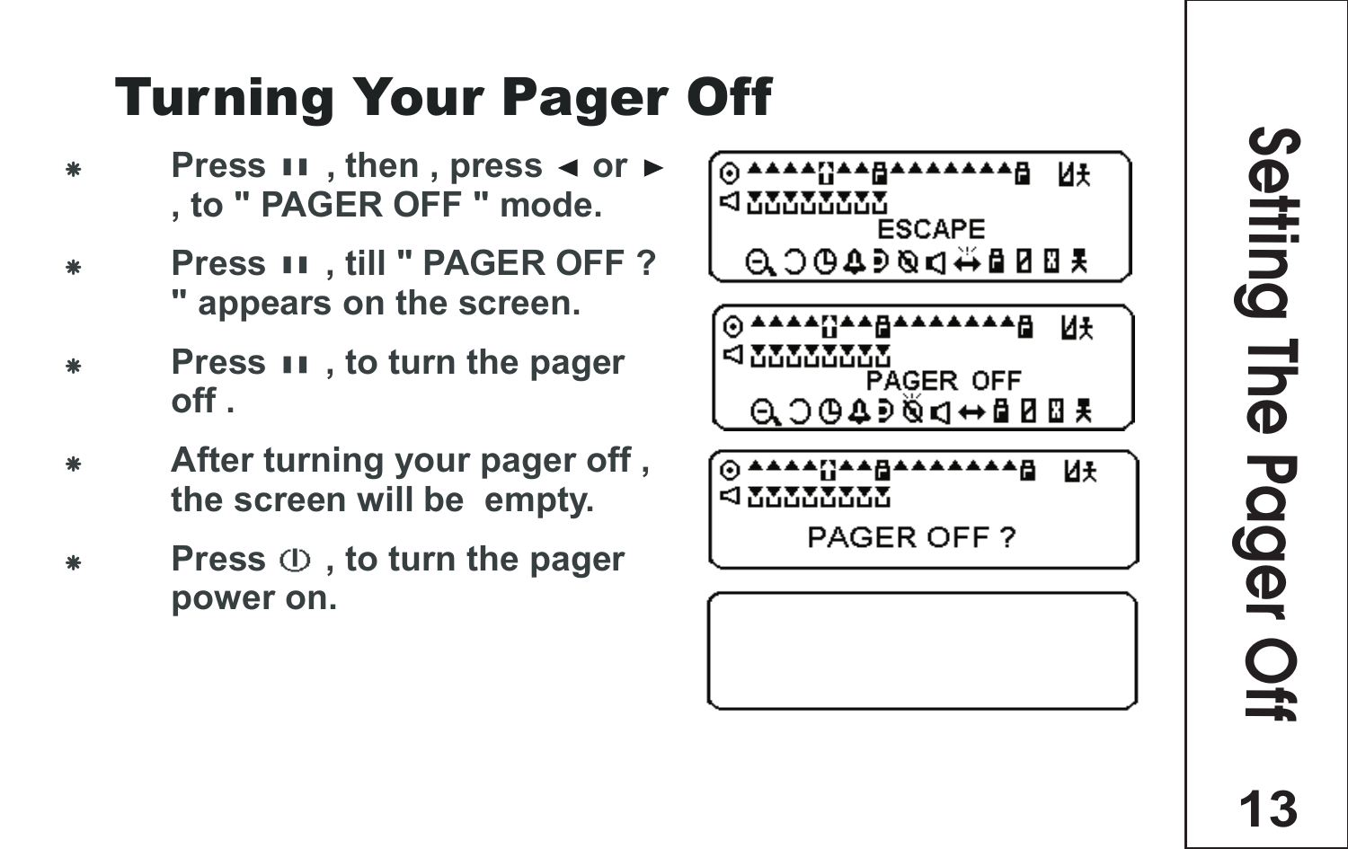# Turning Your Pager Off

- Press ▮▮ , then , press ◄ or ► , to " PAGER OFF " mode.
- Press ▮▮ , till " PAGER OFF ? " appears on the screen.
- Press ▮▮ , to turn the pager off .
- After turning your pager off , the screen will be empty.
- Press ⏀ , to turn the pager power on.

ESCAPE

PAGER OFF

PAGER OFF ?

Setting The Pager Off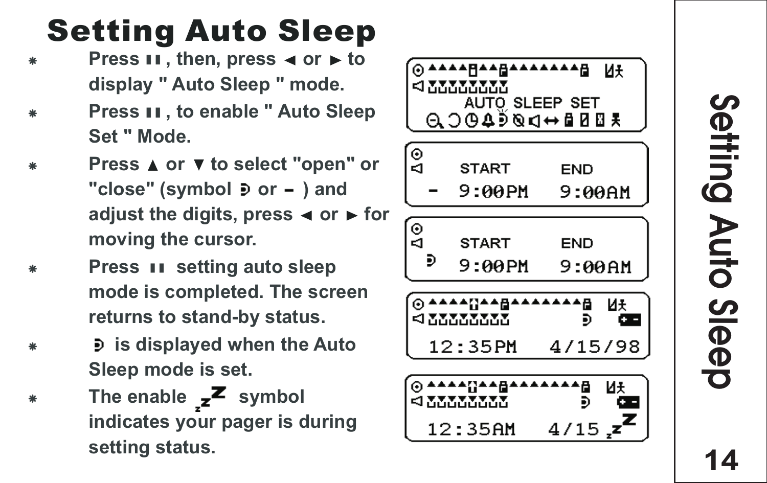# Setting Auto Sleep

- Press ▮▮ , then, press ◄ or ► to display " Auto Sleep " mode.
- Press ▮▮ , to enable " Auto Sleep Set " Mode.
- Press ▲ or ▼ to select "open" or "close" (symbol ⊃ or – ) and adjust the digits, press ◄ or ► for moving the cursor.
- Press ▮▮ setting auto sleep mode is completed. The screen returns to stand-by status.
- ⊃ is displayed when the Auto Sleep mode is set.
- The enable zZ symbol indicates your pager is during setting status.

AUTO SLEEP SET

| | START | END |
|---|---|---|
| – | 9:00PM | 9:00AM |

| | START | END |
|---|---|---|
| ⊃ | 9:00PM | 9:00AM |

12:35PM 4/15/98

12:35AM 4/15 zZ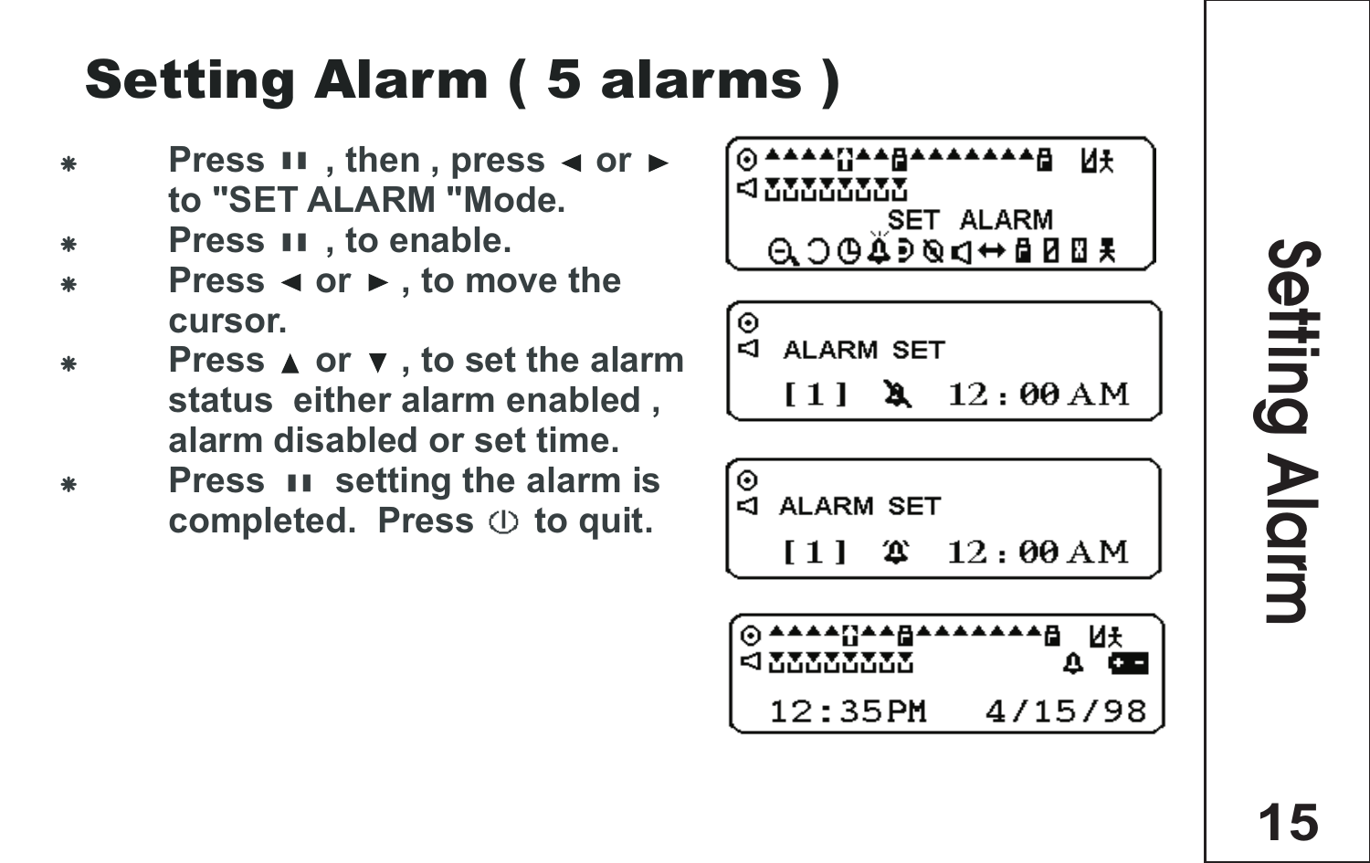# Setting Alarm ( 5 alarms )

- Press ▮▮ , then , press ◄ or ► to "SET ALARM "Mode.
- Press ▮▮ , to enable.
- Press ◄ or ► , to move the cursor.
- Press ▲ or ▼ , to set the alarm status either alarm enabled , alarm disabled or set time.
- Press ▮▮ setting the alarm is completed. Press ⏀ to quit.

SET ALARM

ALARM SET
[1] 12:00 AM

ALARM SET
[1] 12:00 AM

12:35PM 4/15/98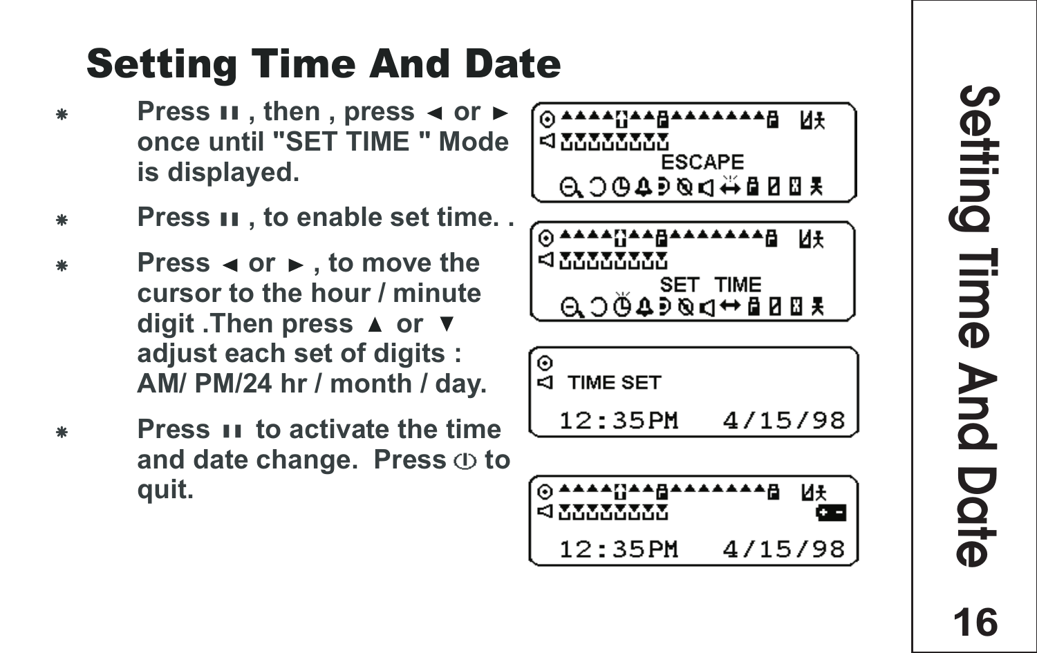# Setting Time And Date

- Press ▮▮ , then , press ◄ or ► once until "SET TIME " Mode is displayed.
- Press ▮▮ , to enable set time. .
- Press ◄ or ► , to move the cursor to the hour / minute digit .Then press ▲ or ▼ adjust each set of digits : AM/ PM/24 hr / month / day.
- Press ▮▮ to activate the time and date change. Press ⏀ to quit.

ESCAPE

SET TIME

TIME SET

12:35PM 4/15/98

12:35PM 4/15/98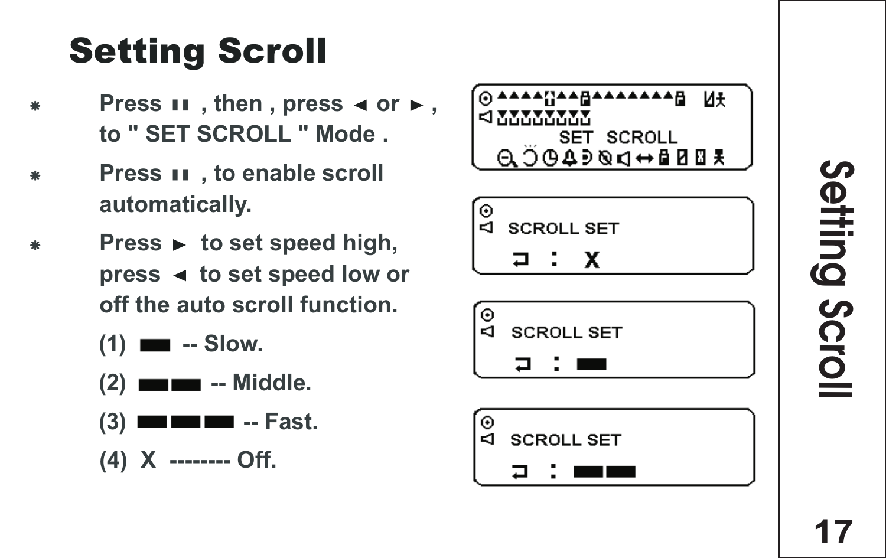# Setting Scroll

- Press ▮▮ , then , press ◄ or ► , to " SET SCROLL " Mode .
- Press ▮▮ , to enable scroll automatically.
- Press ► to set speed high, press ◄ to set speed low or off the auto scroll function.

  (1) ▬ -- Slow.

  (2) ▬▬ -- Middle.

  (3) ▬▬▬ -- Fast.

  (4) X -------- Off.

SET SCROLL

SCROLL SET : X

SCROLL SET : ▬

SCROLL SET : ▬▬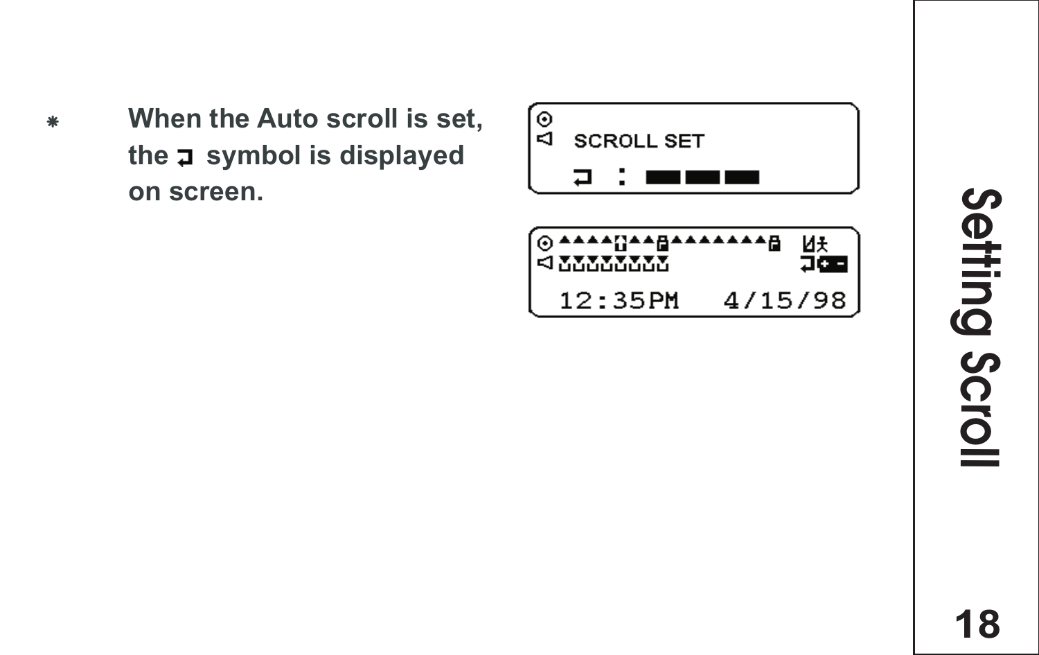## Setting Scroll

- When the Auto scroll is set, the ⮐ symbol is displayed on screen.

```
SCROLL SET
⮐ : ■■■
```

```
12:35PM   4/15/98
```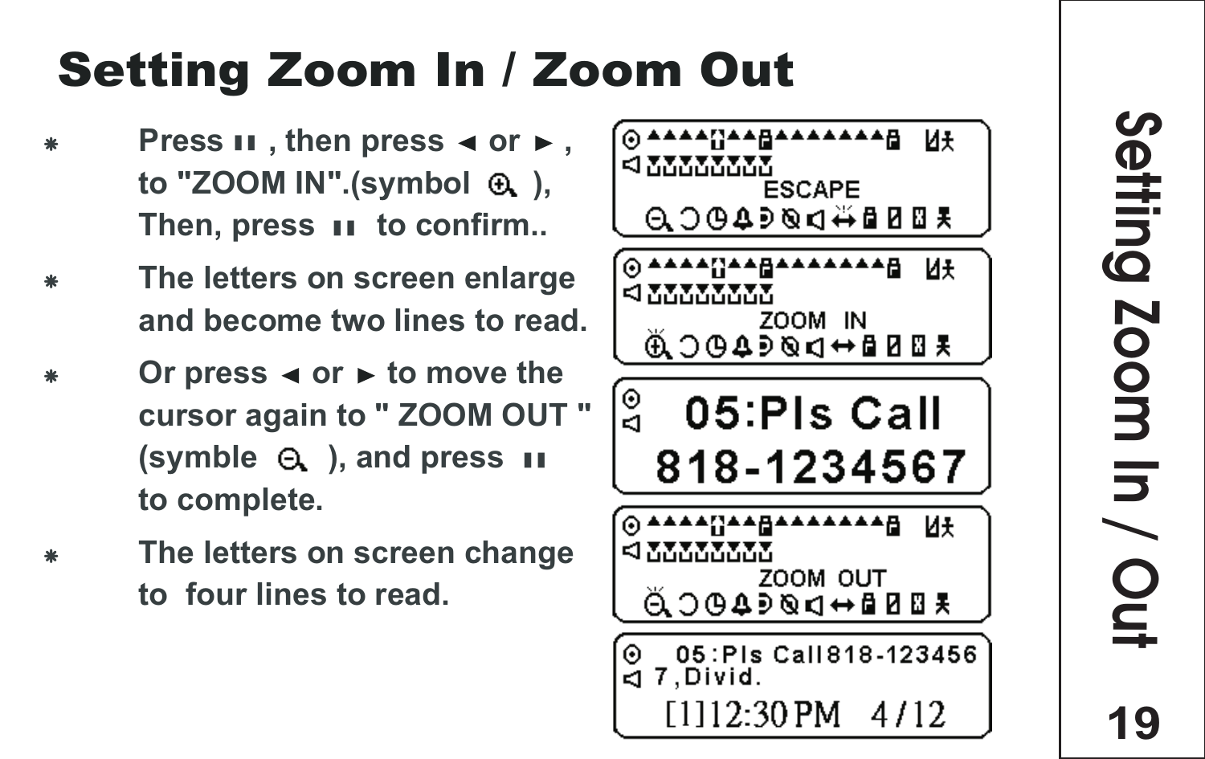# Setting Zoom In / Zoom Out

- Press ❚❚ , then press ◄ or ► , to "ZOOM IN".(symbol ⊕ ), Then, press ❚❚ to confirm..
- The letters on screen enlarge and become two lines to read.
- Or press ◄ or ► to move the cursor again to " ZOOM OUT " (symble ⊖ ), and press ❚❚ to complete.
- The letters on screen change to four lines to read.

ESCAPE

ZOOM IN

05:Pls Call
818-1234567

ZOOM OUT

05:Pls Call818-123456
7,Divid.
[1]12:30PM 4/12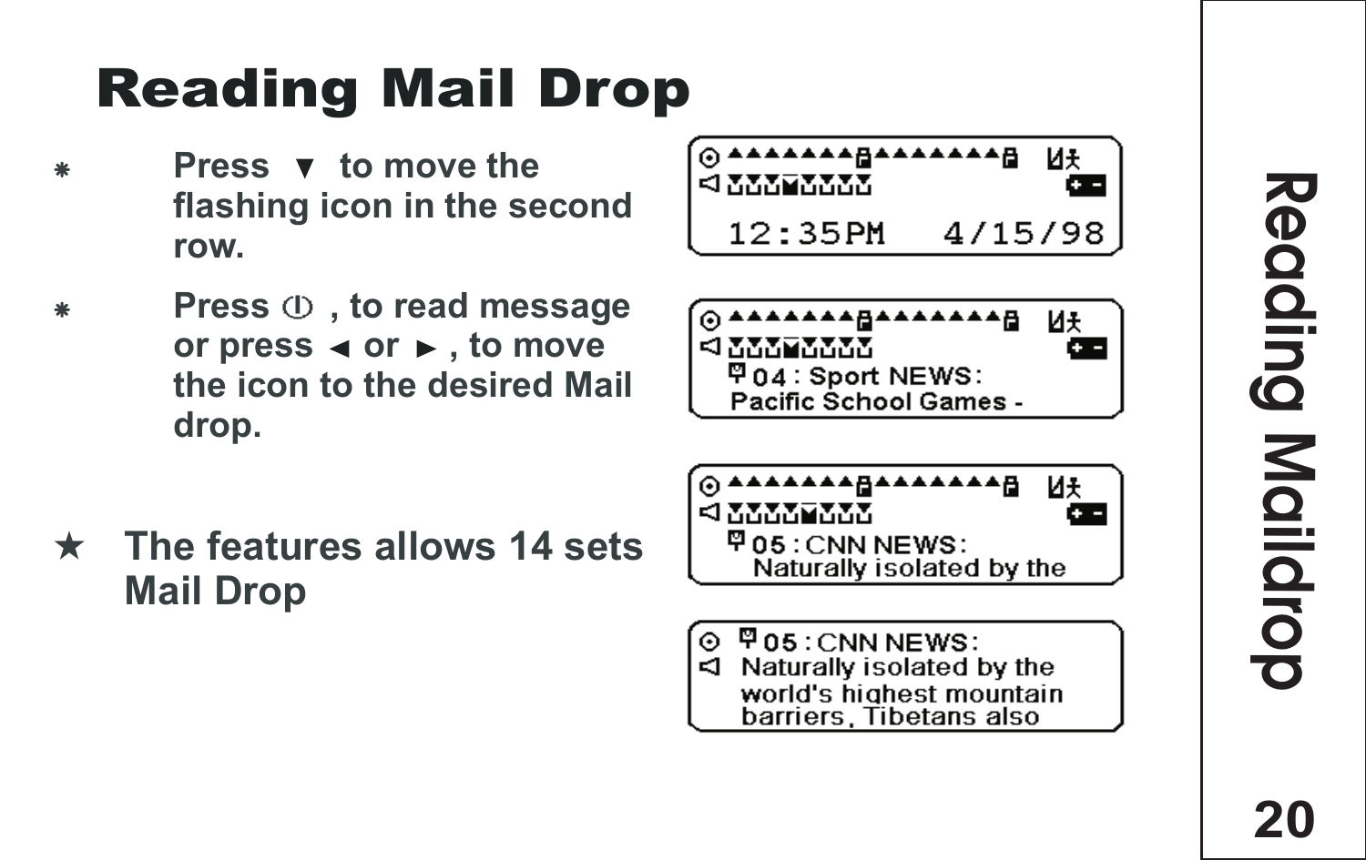# Reading Mail Drop

- Press ▼ to move the flashing icon in the second row.
- Press ⏀ , to read message or press ◄ or ► , to move the icon to the desired Mail drop.

★ The features allows 14 sets Mail Drop

12:35PM 4/15/98

04 : Sport NEWS:
Pacific School Games -

05 : CNN NEWS:
Naturally isolated by the

05 : CNN NEWS:
Naturally isolated by the world's highest mountain barriers, Tibetans also

Reading Maildrop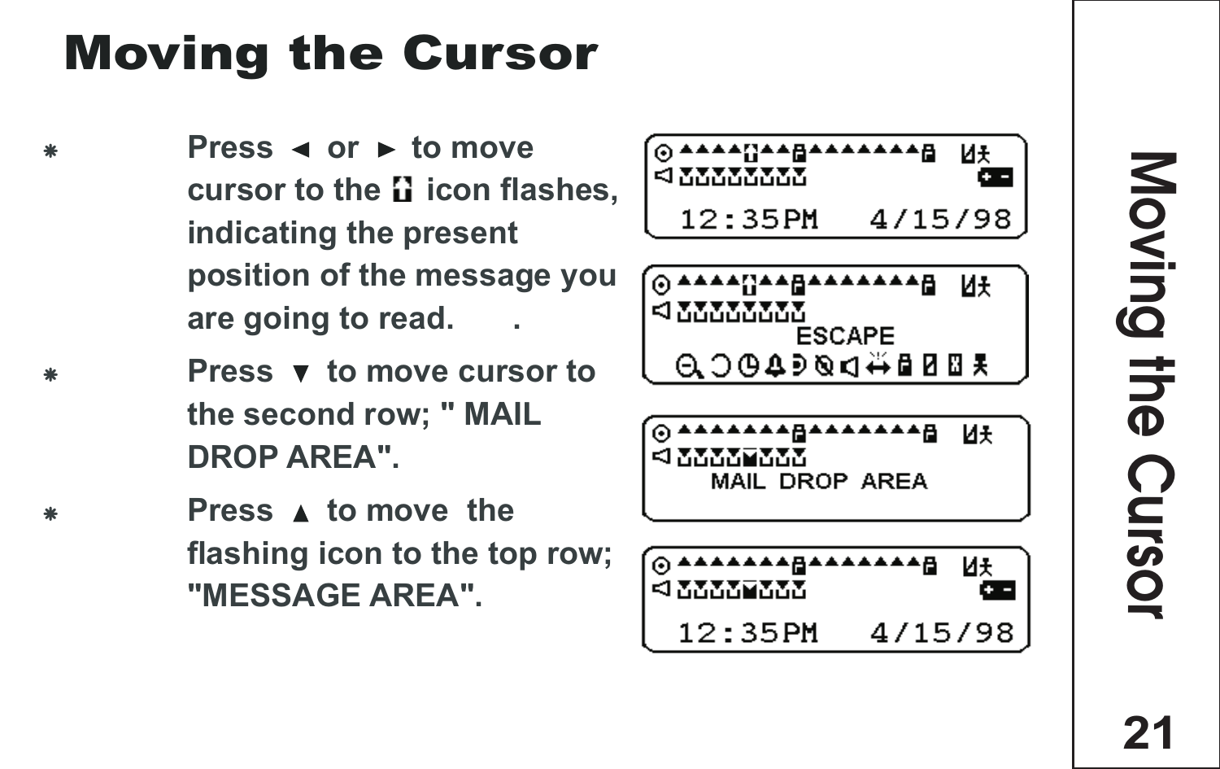# Moving the Cursor

- Press ◄ or ► to move cursor to the icon flashes, indicating the present position of the message you are going to read.
- Press ▼ to move cursor to the second row; " MAIL DROP AREA".
- Press ▲ to move the flashing icon to the top row; "MESSAGE AREA".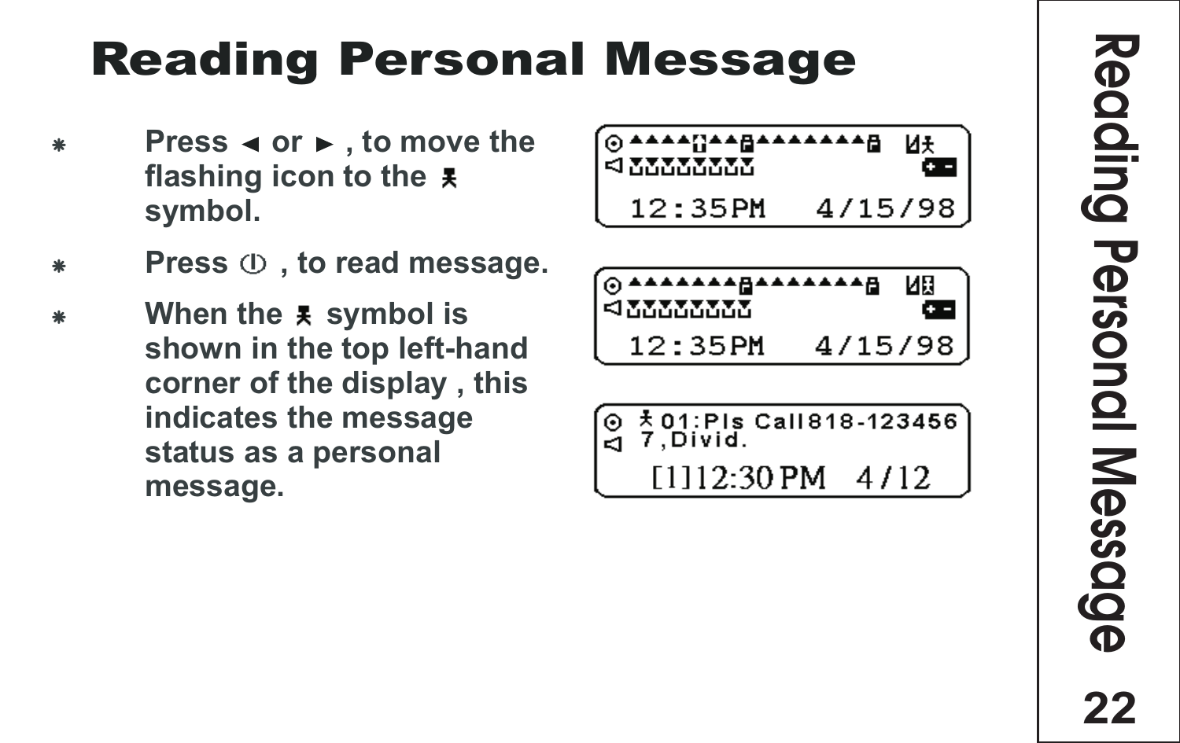# Reading Personal Message

- Press ◄ or ► , to move the flashing icon to the 웃 symbol.
- Press ⏻ , to read message.
- When the 웃 symbol is shown in the top left-hand corner of the display , this indicates the message status as a personal message.

```
12:35PM   4/15/98
```

```
12:35PM   4/15/98
```

```
01:Pls Call818-123456
7,Divid.
[1]12:30PM   4/12
```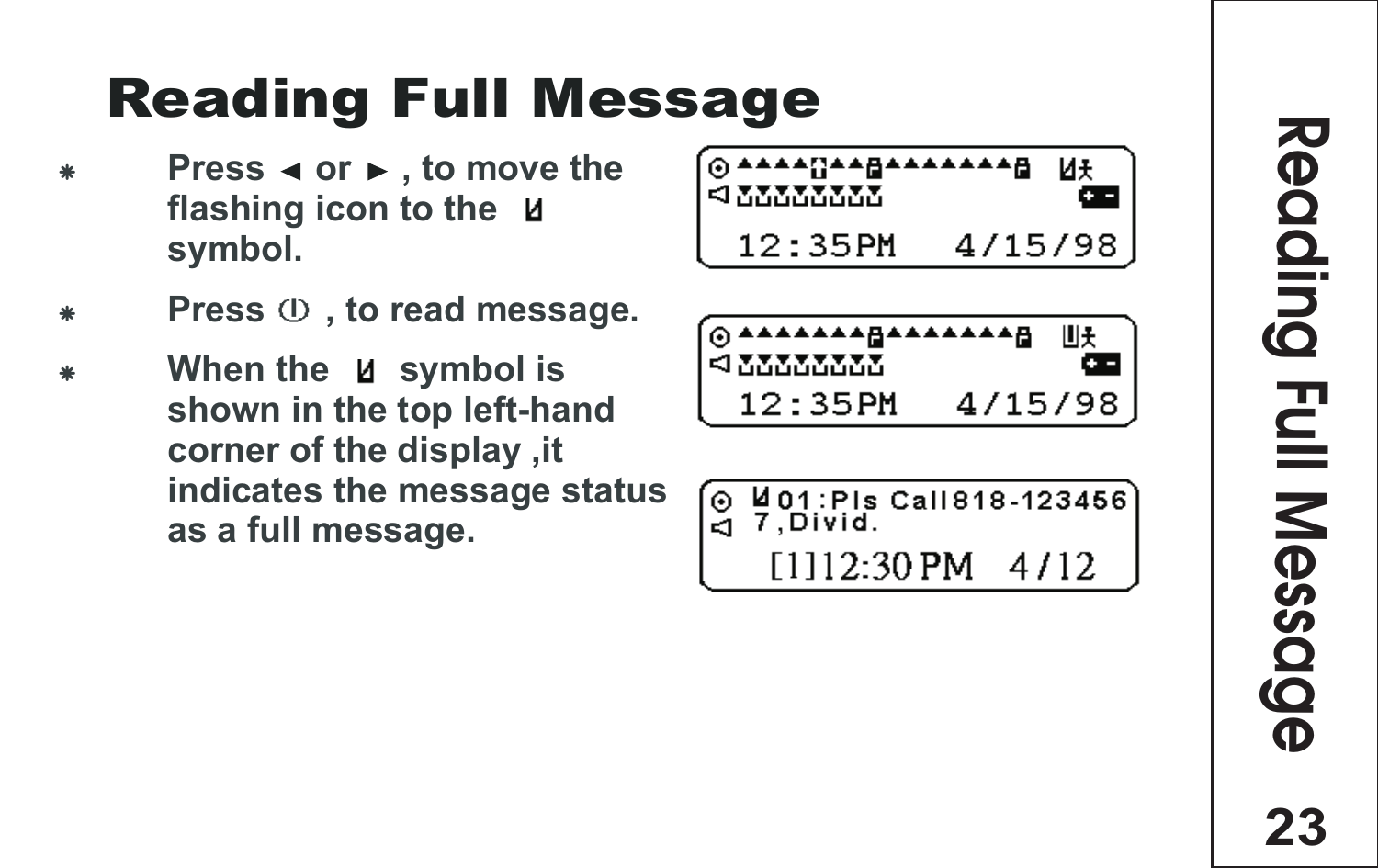# Reading Full Message

- Press ◄ or ►, to move the flashing icon to the symbol.
- Press , to read message.
- When the symbol is shown in the top left-hand corner of the display ,it indicates the message status as a full message.

12:35PM 4/15/98

12:35PM 4/15/98

01:Pls Call818-123456
7,Divid.
[1]12:30 PM 4/12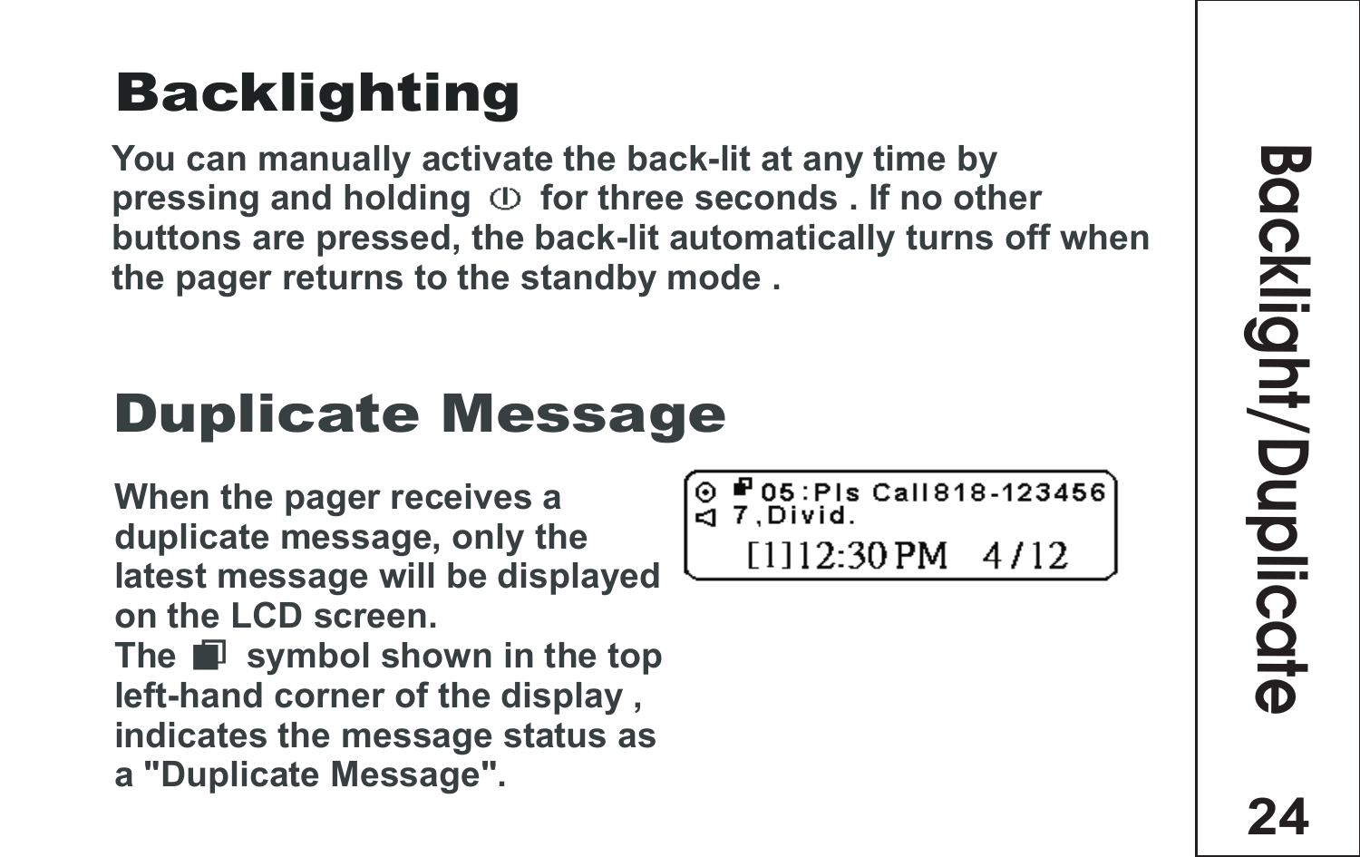# Backlighting

**You can manually activate the back-lit at any time by pressing and holding ⏀ for three seconds . If no other buttons are pressed, the back-lit automatically turns off when the pager returns to the standby mode .**

# Duplicate Message

**When the pager receives a duplicate message, only the latest message will be displayed on the LCD screen.**
**The ◪ symbol shown in the top left-hand corner of the display , indicates the message status as a "Duplicate Message".**

```
⊙ ◪ 05:Pls Call818-123456
◁ 7,Divid.
   [1]12:30PM   4/12
```

**Backlight/Duplicate**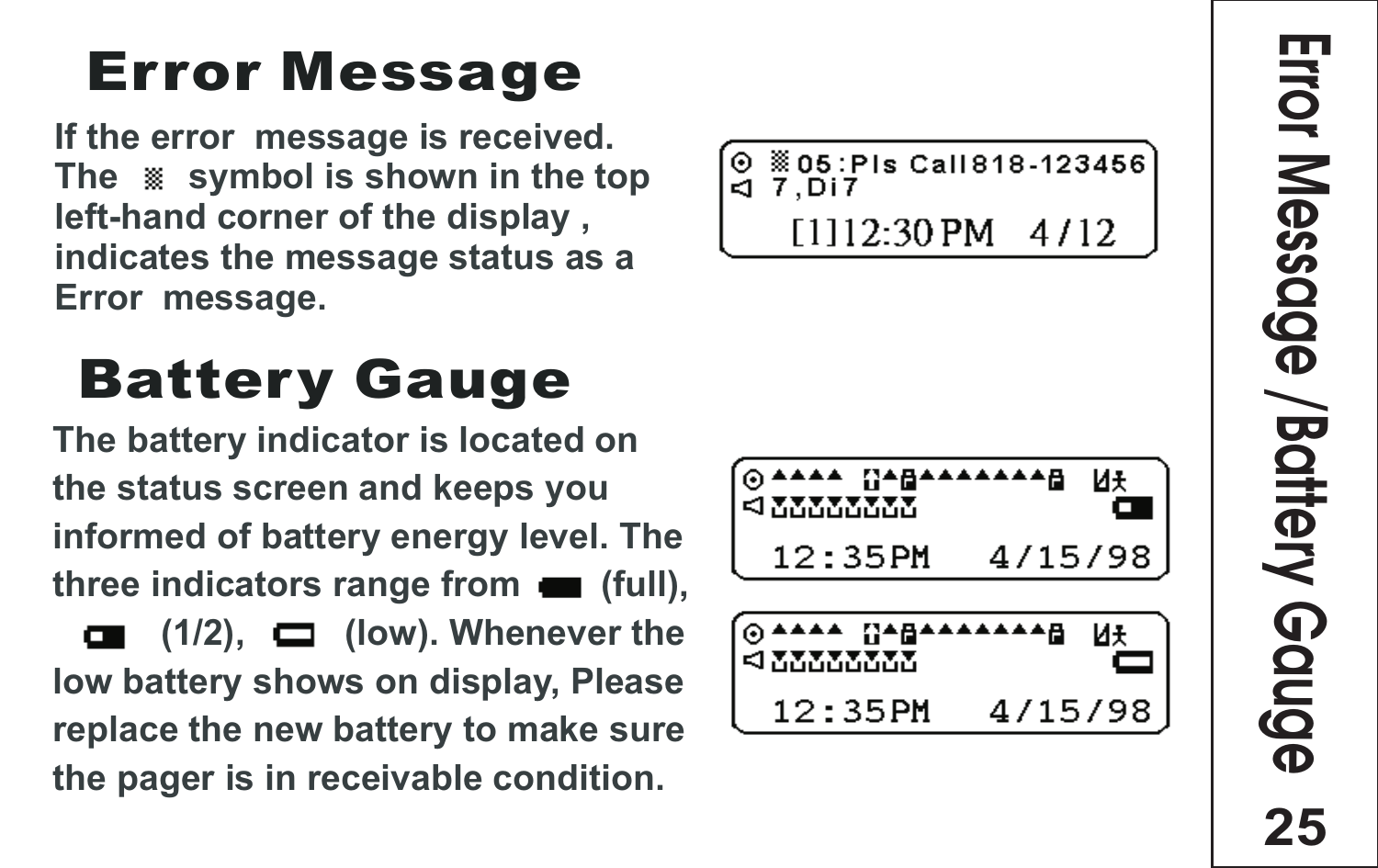# Error Message

If the error message is received. The ▒ symbol is shown in the top left-hand corner of the display , indicates the message status as a Error message.

```
⊙ ▒05:Pls Call818-123456
◁ 7,Di7
   [1]12:30PM   4/12
```

# Battery Gauge

The battery indicator is located on the status screen and keeps you informed of battery energy level. The three indicators range from ▬ (full), ▬ (1/2), ▭ (low). Whenever the low battery shows on display, Please replace the new battery to make sure the pager is in receivable condition.

```
12:35PM   4/15/98
```

```
12:35PM   4/15/98
```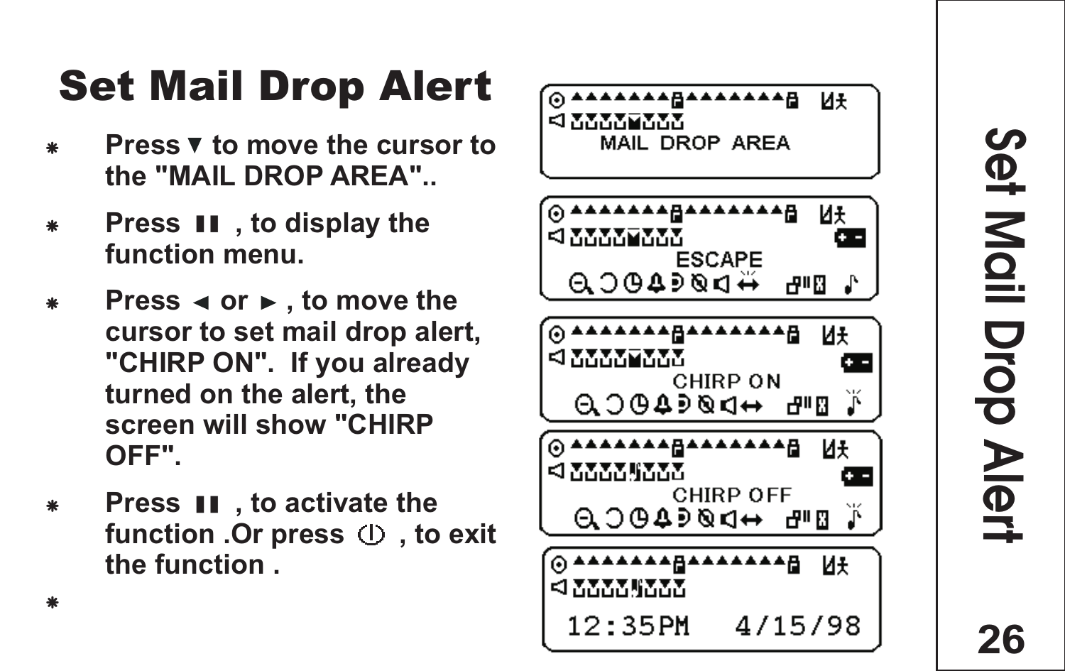# Set Mail Drop Alert

- Press ▼ to move the cursor to the "MAIL DROP AREA"..
- Press ❚❚ , to display the function menu.
- Press ◄ or ► , to move the cursor to set mail drop alert, "CHIRP ON". If you already turned on the alert, the screen will show "CHIRP OFF".
- Press ❚❚ , to activate the function .Or press ⏻ , to exit the function .
-

MAIL DROP AREA

ESCAPE

CHIRP ON

CHIRP OFF

12:35PM 4/15/98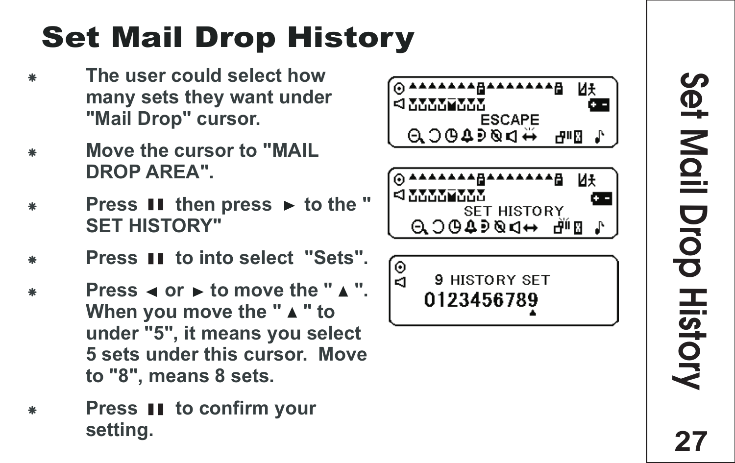# Set Mail Drop History

- The user could select how many sets they want under "Mail Drop" cursor.
- Move the cursor to "MAIL DROP AREA".
- Press ▮▮ then press ► to the " SET HISTORY"
- Press ▮▮ to into select "Sets".
- Press ◄ or ► to move the " ▲ ". When you move the " ▲ " to under "5", it means you select 5 sets under this cursor. Move to "8", means 8 sets.
- Press ▮▮ to confirm your setting.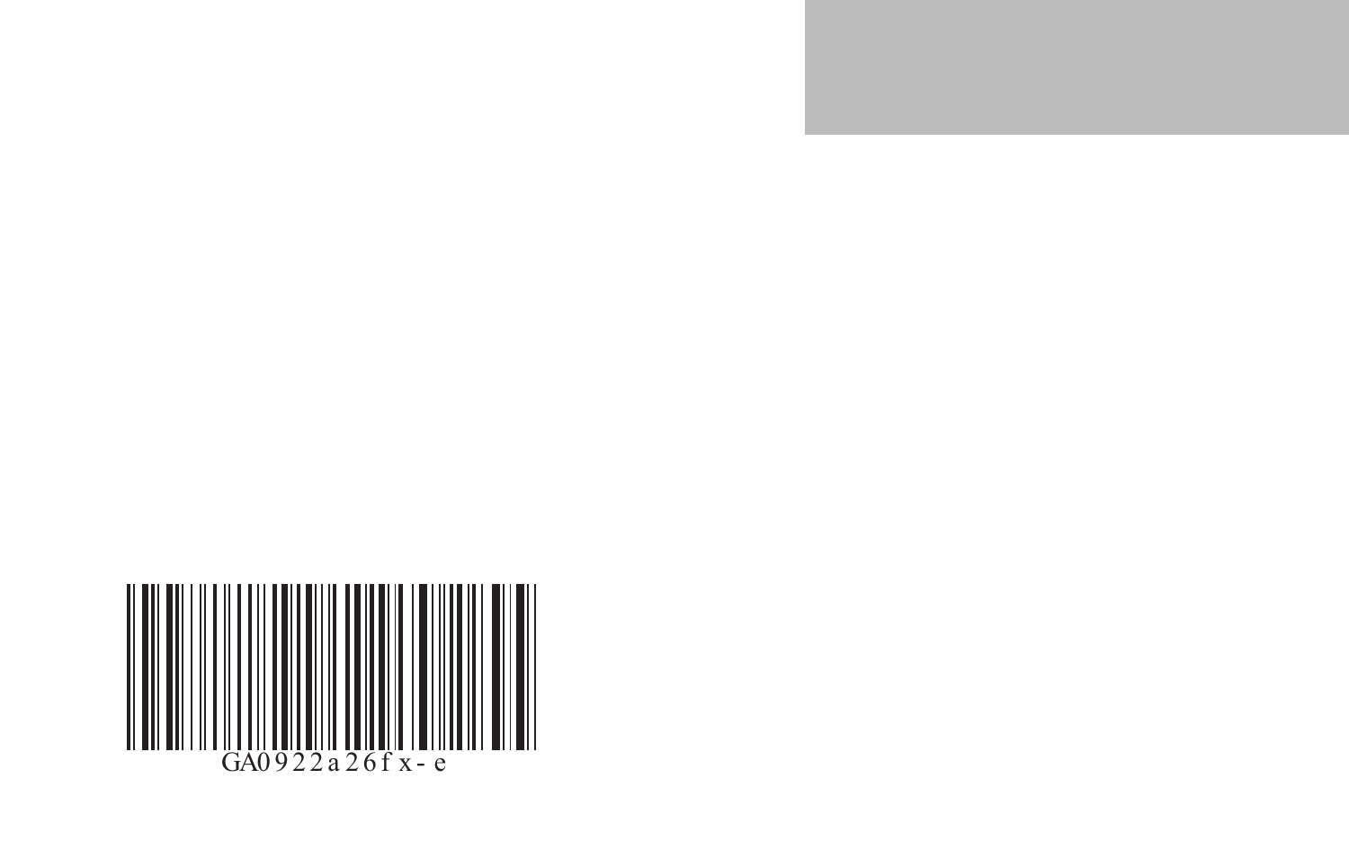GA0922a26fx-e